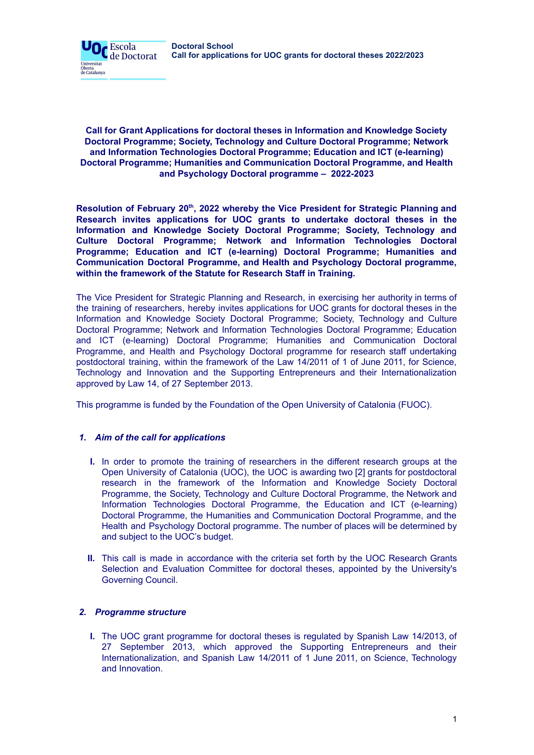**Call for Grant Applications for doctoral theses in Information and Knowledge Society Doctoral Programme; Society, Technology and Culture Doctoral Programme; Network and Information Technologies Doctoral Programme; Education and ICT (e-learning) Doctoral Programme; Humanities and Communication Doctoral Programme, and Health and Psychology Doctoral programme – 2022-2023**

**Resolution of February 20th, 2022 whereby the Vice President for Strategic Planning and Research invites applications for UOC grants to undertake doctoral theses in the Information and Knowledge Society Doctoral Programme; Society, Technology and Culture Doctoral Programme; Network and Information Technologies Doctoral Programme; Education and ICT (e-learning) Doctoral Programme; Humanities and Communication Doctoral Programme, and Health and Psychology Doctoral programme, within the framework of the Statute for Research Staff in Training.**

The Vice President for Strategic Planning and Research, in exercising her authority in terms of the training of researchers, hereby invites applications for UOC grants for doctoral theses in the Information and Knowledge Society Doctoral Programme; Society, Technology and Culture Doctoral Programme; Network and Information Technologies Doctoral Programme; Education and ICT (e-learning) Doctoral Programme; Humanities and Communication Doctoral Programme, and Health and Psychology Doctoral programme for research staff undertaking postdoctoral training, within the framework of the Law 14/2011 of 1 of June 2011, for Science, Technology and Innovation and the Supporting Entrepreneurs and their Internationalization approved by Law 14, of 27 September 2013.

This programme is funded by the Foundation of the Open University of Catalonia (FUOC).

## *1. Aim of the call for applications*

I. In order to promote the training of researchers in the different research groups at the Open University of Catalonia (UOC), the UOC is awarding two [2] grants for postdoctoral research in the framework of the Information and Knowledge Society Doctoral Programme, the Society, Technology and Culture Doctoral Programme, the Network and Information Technologies Doctoral Programme, the Education and ICT (e-learning) Doctoral Programme, the Humanities and Communication Doctoral Programme, and the Health and Psychology Doctoral programme. The number of places will be determined by and subject to the UOC's budget.

II. This call is made in accordance with the criteria set forth by the UOC Research Grants Selection and Evaluation Committee for doctoral theses, appointed by the University's Governing Council.

## *2. Programme structure*

I. The UOC grant programme for doctoral theses is regulated by Spanish Law 14/2013, of 27 September 2013, which approved the Supporting Entrepreneurs and their Internationalization, and Spanish Law 14/2011 of 1 June 2011, on Science, Technology and Innovation.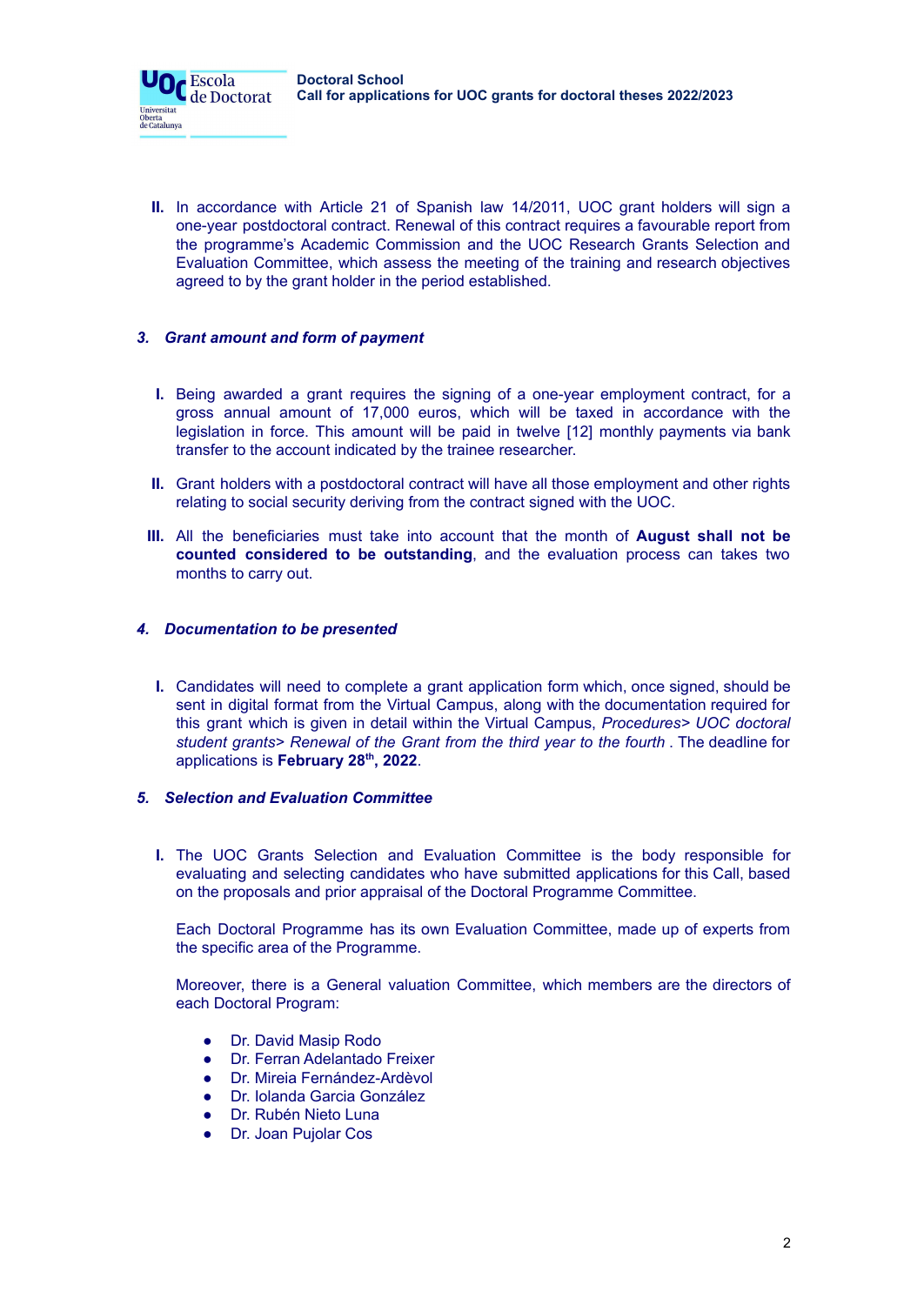II. In accordance with Article 21 of Spanish law 14/2011, UOC grant holders will sign a one-year postdoctoral contract. Renewal of this contract requires a favourable report from the programme's Academic Commission and the UOC Research Grants Selection and Evaluation Committee, which assess the meeting of the training and research objectives agreed to by the grant holder in the period established.

### *3. Grant amount and form of payment*

I. Being awarded a grant requires the signing of a one-year employment contract, for a gross annual amount of 17,000 euros, which will be taxed in accordance with the legislation in force. This amount will be paid in twelve [12] monthly payments via bank transfer to the account indicated by the trainee researcher.

II. Grant holders with a postdoctoral contract will have all those employment and other rights relating to social security deriving from the contract signed with the UOC.

III. All the beneficiaries must take into account that the month of **August shall not be counted considered to be outstanding**, and the evaluation process can takes two months to carry out.

### *4. Documentation to be presented*

I. Candidates will need to complete a grant application form which, once signed, should be sent in digital format from the Virtual Campus, along with the documentation required for this grant which is given in detail within the Virtual Campus, *Procedures> UOC doctoral student grants> Renewal of the Grant from the third year to the fourth* . The deadline for applications is **February 28th, 2022**.

### *5. Selection and Evaluation Committee*

I. The UOC Grants Selection and Evaluation Committee is the body responsible for evaluating and selecting candidates who have submitted applications for this Call, based on the proposals and prior appraisal of the Doctoral Programme Committee.

Each Doctoral Programme has its own Evaluation Committee, made up of experts from the specific area of the Programme.

Moreover, there is a General valuation Committee, which members are the directors of each Doctoral Program:

- Dr. David Masip Rodo
- Dr. Ferran Adelantado Freixer
- Dr. Mireia Fernández-Ardèvol
- Dr. Iolanda Garcia González
- Dr. Rubén Nieto Luna
- Dr. Joan Pujolar Cos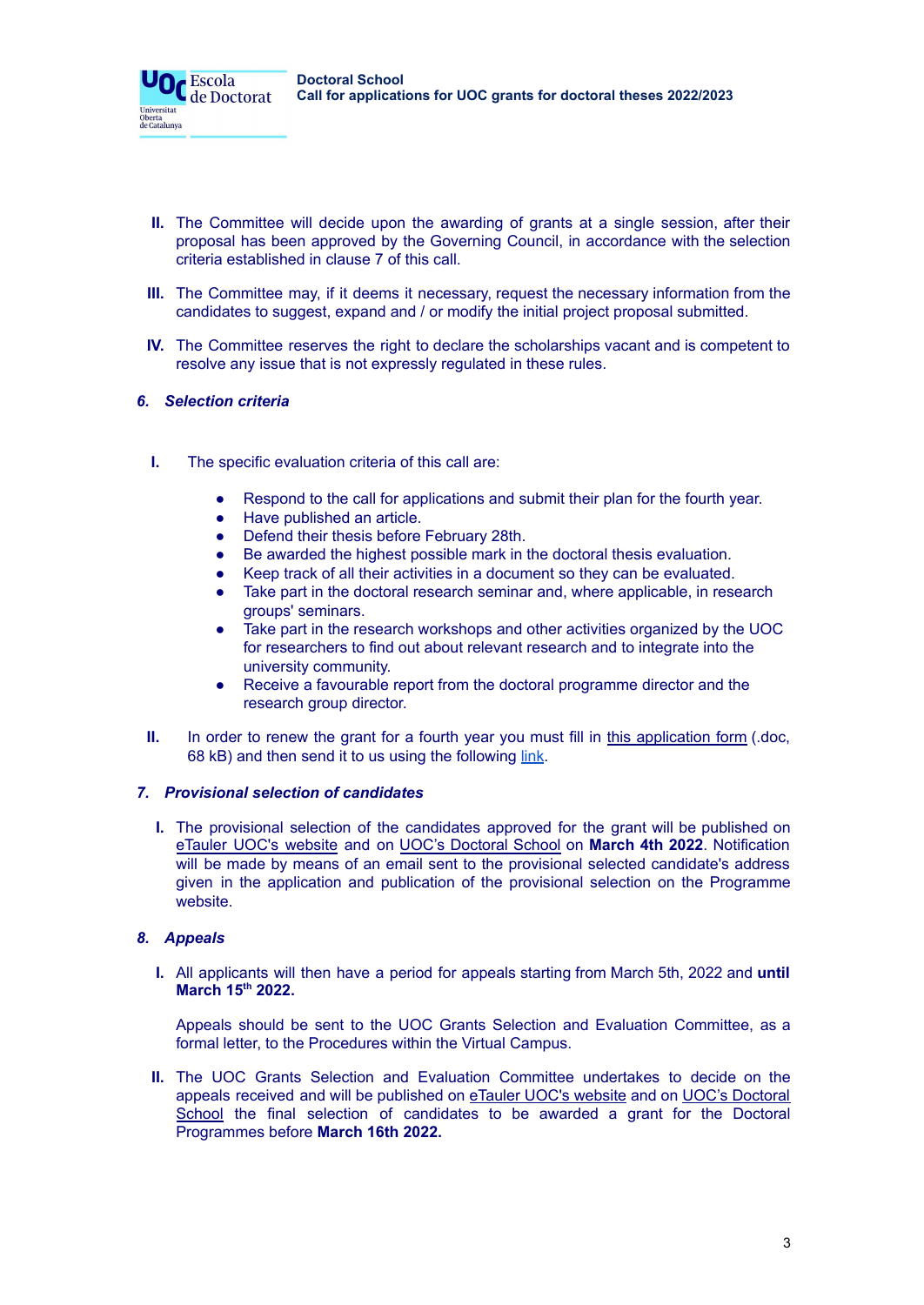II. The Committee will decide upon the awarding of grants at a single session, after their proposal has been approved by the Governing Council, in accordance with the selection criteria established in clause 7 of this call.

III. The Committee may, if it deems it necessary, request the necessary information from the candidates to suggest, expand and / or modify the initial project proposal submitted.

IV. The Committee reserves the right to declare the scholarships vacant and is competent to resolve any issue that is not expressly regulated in these rules.

### *6. Selection criteria*

I. The specific evaluation criteria of this call are:

- Respond to the call for applications and submit their plan for the fourth year.
- Have published an article.
- Defend their thesis before February 28th.
- Be awarded the highest possible mark in the doctoral thesis evaluation.
- Keep track of all their activities in a document so they can be evaluated.
- Take part in the doctoral research seminar and, where applicable, in research groups' seminars.
- Take part in the research workshops and other activities organized by the UOC for researchers to find out about relevant research and to integrate into the university community.
- Receive a favourable report from the doctoral programme director and the research group director.

II. In order to renew the grant for a fourth year you must fill in this application form (.doc, 68 kB) and then send it to us using the following link.

### *7. Provisional selection of candidates*

I. The provisional selection of the candidates approved for the grant will be published on eTauler UOC's website and on UOC's Doctoral School on **March 4th 2022**. Notification will be made by means of an email sent to the provisional selected candidate's address given in the application and publication of the provisional selection on the Programme website.

### *8. Appeals*

I. All applicants will then have a period for appeals starting from March 5th, 2022 and **until March 15th 2022.**

Appeals should be sent to the UOC Grants Selection and Evaluation Committee, as a formal letter, to the Procedures within the Virtual Campus.

II. The UOC Grants Selection and Evaluation Committee undertakes to decide on the appeals received and will be published on eTauler UOC's website and on UOC's Doctoral School the final selection of candidates to be awarded a grant for the Doctoral Programmes before **March 16th 2022.**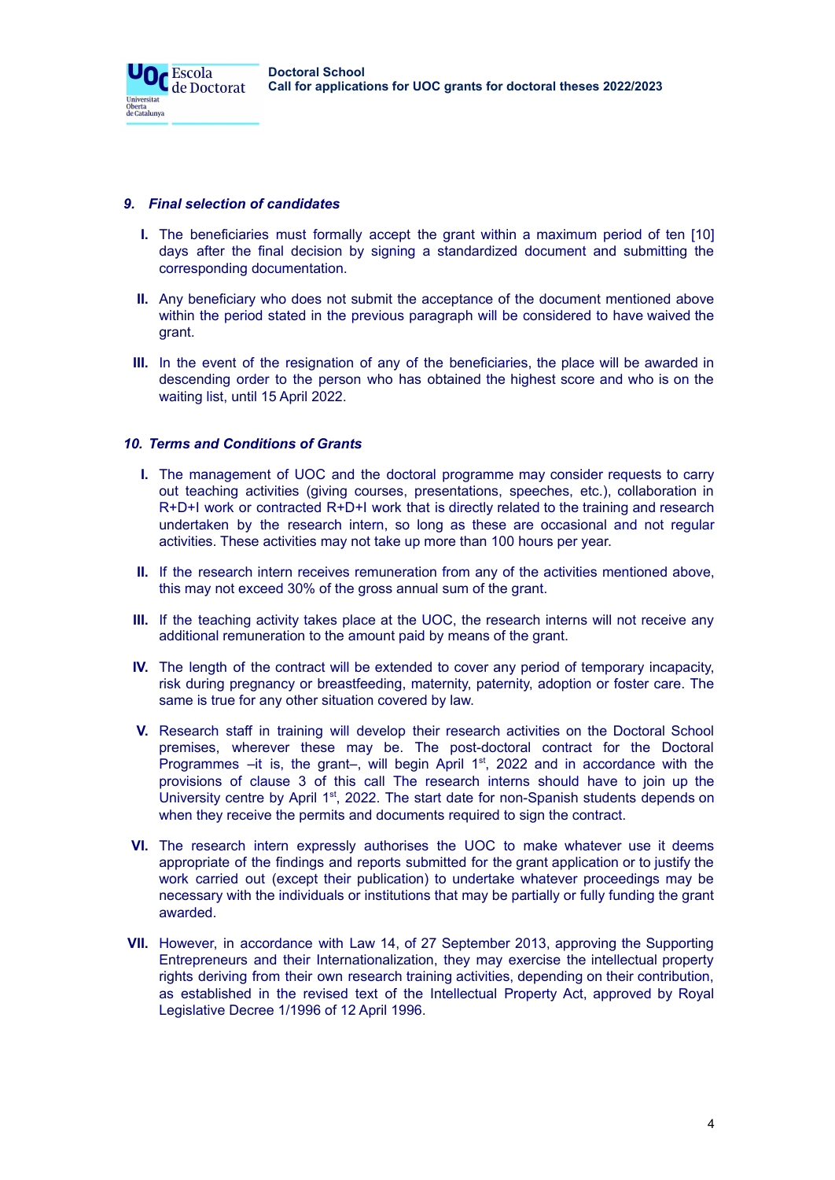### *9. Final selection of candidates*

I. The beneficiaries must formally accept the grant within a maximum period of ten [10] days after the final decision by signing a standardized document and submitting the corresponding documentation.

II. Any beneficiary who does not submit the acceptance of the document mentioned above within the period stated in the previous paragraph will be considered to have waived the grant.

III. In the event of the resignation of any of the beneficiaries, the place will be awarded in descending order to the person who has obtained the highest score and who is on the waiting list, until 15 April 2022.

### *10. Terms and Conditions of Grants*

I. The management of UOC and the doctoral programme may consider requests to carry out teaching activities (giving courses, presentations, speeches, etc.), collaboration in R+D+I work or contracted R+D+I work that is directly related to the training and research undertaken by the research intern, so long as these are occasional and not regular activities. These activities may not take up more than 100 hours per year.

II. If the research intern receives remuneration from any of the activities mentioned above, this may not exceed 30% of the gross annual sum of the grant.

III. If the teaching activity takes place at the UOC, the research interns will not receive any additional remuneration to the amount paid by means of the grant.

IV. The length of the contract will be extended to cover any period of temporary incapacity, risk during pregnancy or breastfeeding, maternity, paternity, adoption or foster care. The same is true for any other situation covered by law.

V. Research staff in training will develop their research activities on the Doctoral School premises, wherever these may be. The post-doctoral contract for the Doctoral Programmes –it is, the grant–, will begin April 1st, 2022 and in accordance with the provisions of clause 3 of this call The research interns should have to join up the University centre by April 1st, 2022. The start date for non-Spanish students depends on when they receive the permits and documents required to sign the contract.

VI. The research intern expressly authorises the UOC to make whatever use it deems appropriate of the findings and reports submitted for the grant application or to justify the work carried out (except their publication) to undertake whatever proceedings may be necessary with the individuals or institutions that may be partially or fully funding the grant awarded.

VII. However, in accordance with Law 14, of 27 September 2013, approving the Supporting Entrepreneurs and their Internationalization, they may exercise the intellectual property rights deriving from their own research training activities, depending on their contribution, as established in the revised text of the Intellectual Property Act, approved by Royal Legislative Decree 1/1996 of 12 April 1996.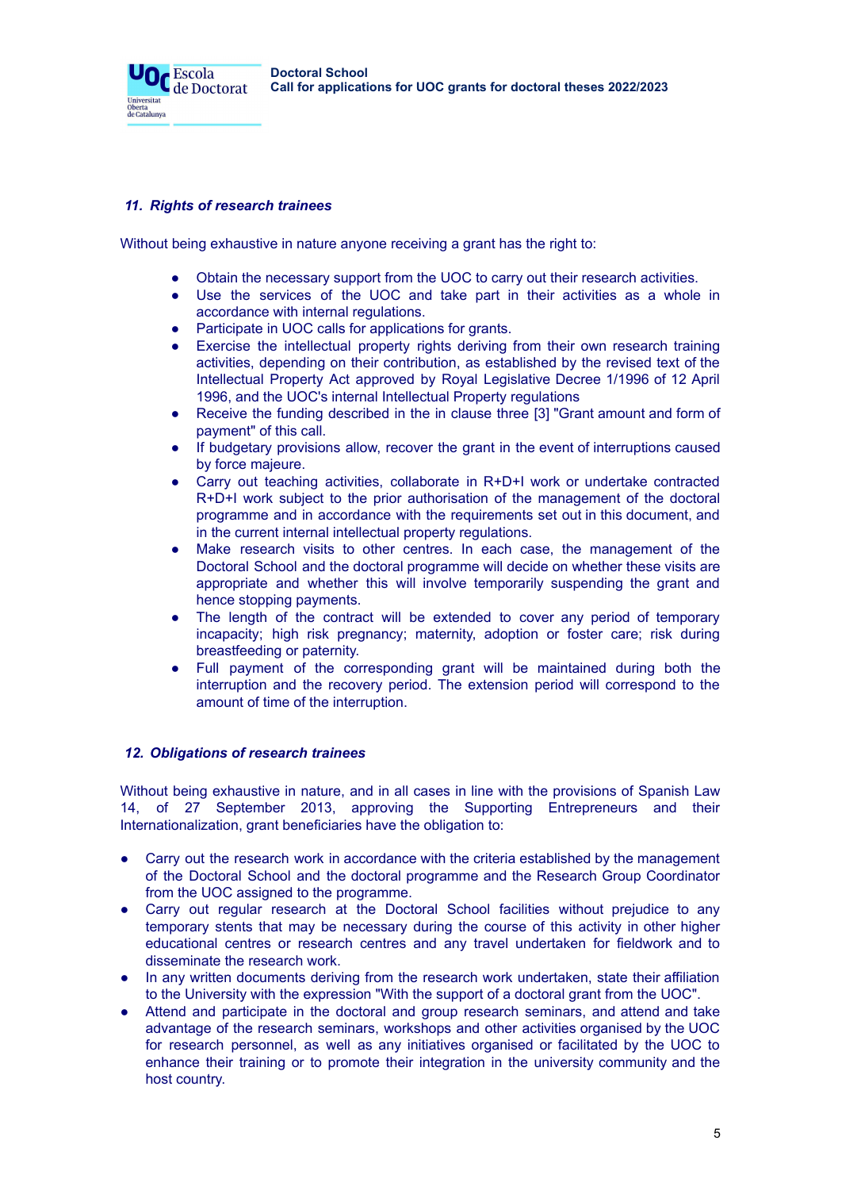### *11. Rights of research trainees*

Without being exhaustive in nature anyone receiving a grant has the right to:

- Obtain the necessary support from the UOC to carry out their research activities.
- Use the services of the UOC and take part in their activities as a whole in accordance with internal regulations.
- Participate in UOC calls for applications for grants.
- Exercise the intellectual property rights deriving from their own research training activities, depending on their contribution, as established by the revised text of the Intellectual Property Act approved by Royal Legislative Decree 1/1996 of 12 April 1996, and the UOC's internal Intellectual Property regulations
- Receive the funding described in the in clause three [3] "Grant amount and form of payment" of this call.
- If budgetary provisions allow, recover the grant in the event of interruptions caused by force majeure.
- Carry out teaching activities, collaborate in R+D+I work or undertake contracted R+D+I work subject to the prior authorisation of the management of the doctoral programme and in accordance with the requirements set out in this document, and in the current internal intellectual property regulations.
- Make research visits to other centres. In each case, the management of the Doctoral School and the doctoral programme will decide on whether these visits are appropriate and whether this will involve temporarily suspending the grant and hence stopping payments.
- The length of the contract will be extended to cover any period of temporary incapacity; high risk pregnancy; maternity, adoption or foster care; risk during breastfeeding or paternity.
- Full payment of the corresponding grant will be maintained during both the interruption and the recovery period. The extension period will correspond to the amount of time of the interruption.

### *12. Obligations of research trainees*

Without being exhaustive in nature, and in all cases in line with the provisions of Spanish Law 14, of 27 September 2013, approving the Supporting Entrepreneurs and their Internationalization, grant beneficiaries have the obligation to:

- Carry out the research work in accordance with the criteria established by the management of the Doctoral School and the doctoral programme and the Research Group Coordinator from the UOC assigned to the programme.
- Carry out regular research at the Doctoral School facilities without prejudice to any temporary stents that may be necessary during the course of this activity in other higher educational centres or research centres and any travel undertaken for fieldwork and to disseminate the research work.
- In any written documents deriving from the research work undertaken, state their affiliation to the University with the expression "With the support of a doctoral grant from the UOC".
- Attend and participate in the doctoral and group research seminars, and attend and take advantage of the research seminars, workshops and other activities organised by the UOC for research personnel, as well as any initiatives organised or facilitated by the UOC to enhance their training or to promote their integration in the university community and the host country.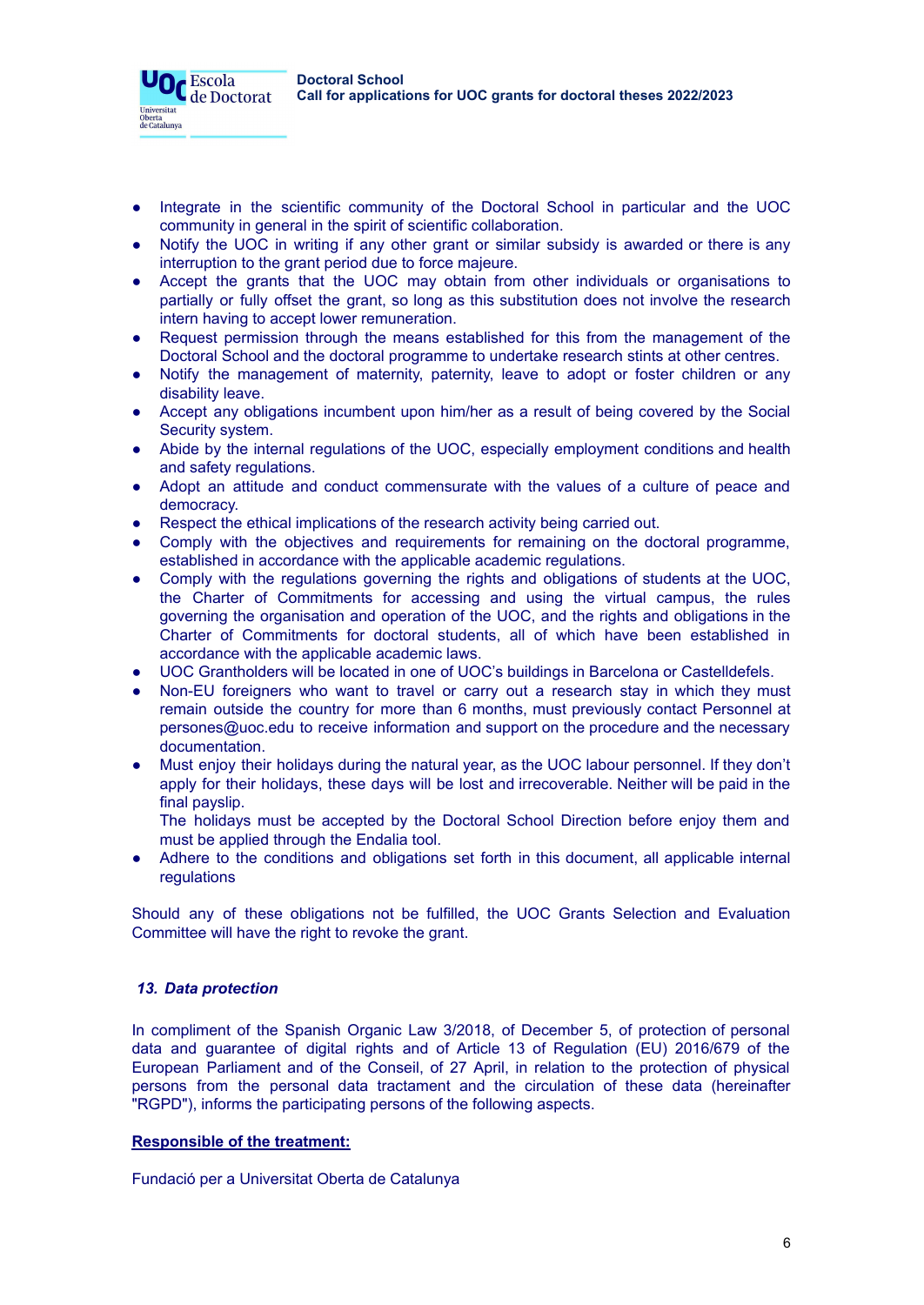- Integrate in the scientific community of the Doctoral School in particular and the UOC community in general in the spirit of scientific collaboration.
- Notify the UOC in writing if any other grant or similar subsidy is awarded or there is any interruption to the grant period due to force majeure.
- Accept the grants that the UOC may obtain from other individuals or organisations to partially or fully offset the grant, so long as this substitution does not involve the research intern having to accept lower remuneration.
- Request permission through the means established for this from the management of the Doctoral School and the doctoral programme to undertake research stints at other centres.
- Notify the management of maternity, paternity, leave to adopt or foster children or any disability leave.
- Accept any obligations incumbent upon him/her as a result of being covered by the Social Security system.
- Abide by the internal regulations of the UOC, especially employment conditions and health and safety regulations.
- Adopt an attitude and conduct commensurate with the values of a culture of peace and democracy.
- Respect the ethical implications of the research activity being carried out.
- Comply with the objectives and requirements for remaining on the doctoral programme, established in accordance with the applicable academic regulations.
- Comply with the regulations governing the rights and obligations of students at the UOC, the Charter of Commitments for accessing and using the virtual campus, the rules governing the organisation and operation of the UOC, and the rights and obligations in the Charter of Commitments for doctoral students, all of which have been established in accordance with the applicable academic laws.
- UOC Grantholders will be located in one of UOC's buildings in Barcelona or Castelldefels.
- Non-EU foreigners who want to travel or carry out a research stay in which they must remain outside the country for more than 6 months, must previously contact Personnel at persones@uoc.edu to receive information and support on the procedure and the necessary documentation.
- Must enjoy their holidays during the natural year, as the UOC labour personnel. If they don't apply for their holidays, these days will be lost and irrecoverable. Neither will be paid in the final payslip.
  The holidays must be accepted by the Doctoral School Direction before enjoy them and must be applied through the Endalia tool.
- Adhere to the conditions and obligations set forth in this document, all applicable internal regulations

Should any of these obligations not be fulfilled, the UOC Grants Selection and Evaluation Committee will have the right to revoke the grant.

### *13. Data protection*

In compliment of the Spanish Organic Law 3/2018, of December 5, of protection of personal data and guarantee of digital rights and of Article 13 of Regulation (EU) 2016/679 of the European Parliament and of the Conseil, of 27 April, in relation to the protection of physical persons from the personal data tractament and the circulation of these data (hereinafter "RGPD"), informs the participating persons of the following aspects.

**Responsible of the treatment:**

Fundació per a Universitat Oberta de Catalunya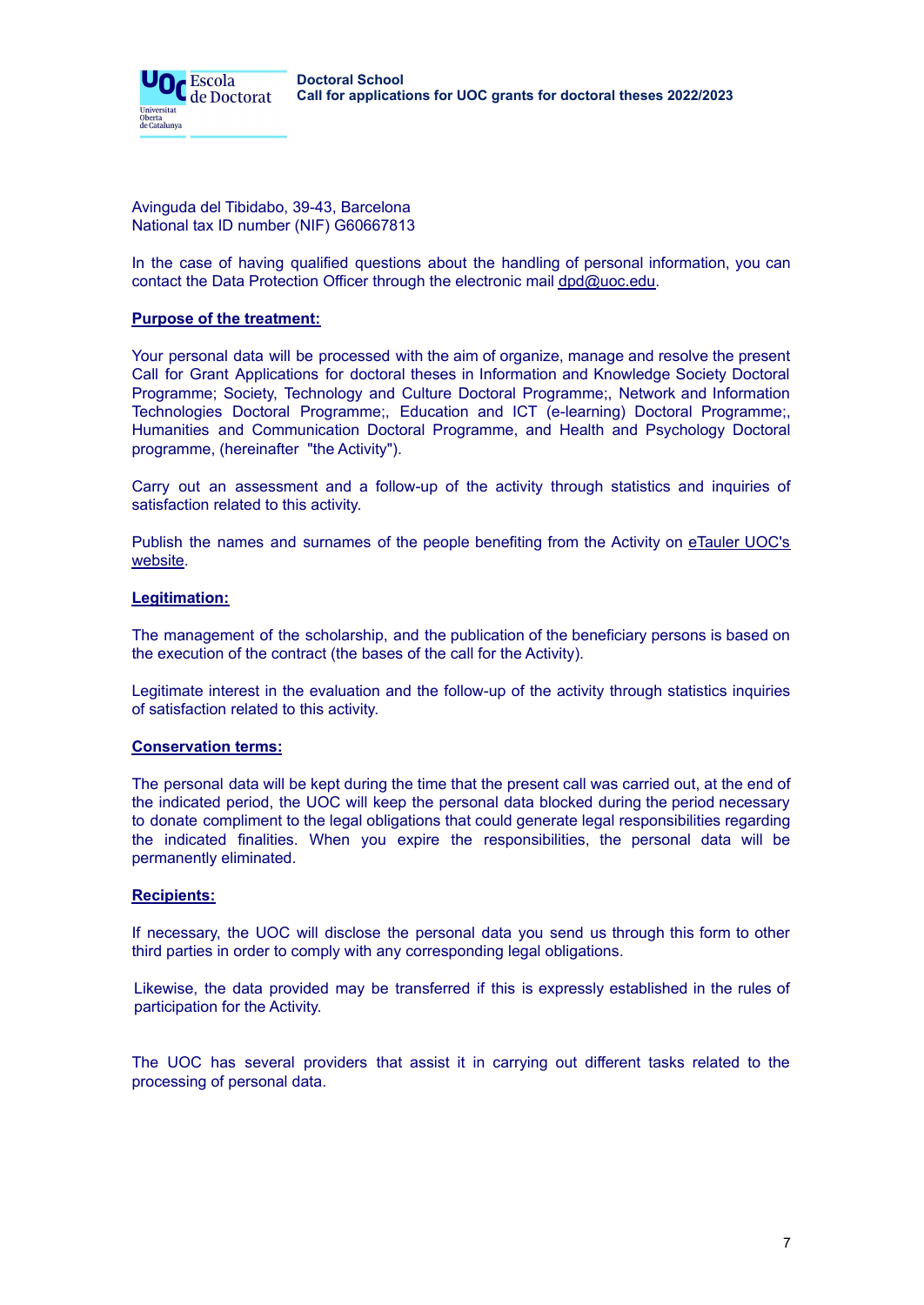Avinguda del Tibidabo, 39-43, Barcelona
National tax ID number (NIF) G60667813

In the case of having qualified questions about the handling of personal information, you can contact the Data Protection Officer through the electronic mail dpd@uoc.edu.

**Purpose of the treatment:**

Your personal data will be processed with the aim of organize, manage and resolve the present Call for Grant Applications for doctoral theses in Information and Knowledge Society Doctoral Programme; Society, Technology and Culture Doctoral Programme;, Network and Information Technologies Doctoral Programme;, Education and ICT (e-learning) Doctoral Programme;, Humanities and Communication Doctoral Programme, and Health and Psychology Doctoral programme, (hereinafter "the Activity").

Carry out an assessment and a follow-up of the activity through statistics and inquiries of satisfaction related to this activity.

Publish the names and surnames of the people benefiting from the Activity on eTauler UOC's website.

**Legitimation:**

The management of the scholarship, and the publication of the beneficiary persons is based on the execution of the contract (the bases of the call for the Activity).

Legitimate interest in the evaluation and the follow-up of the activity through statistics inquiries of satisfaction related to this activity.

**Conservation terms:**

The personal data will be kept during the time that the present call was carried out, at the end of the indicated period, the UOC will keep the personal data blocked during the period necessary to donate compliment to the legal obligations that could generate legal responsibilities regarding the indicated finalities. When you expire the responsibilities, the personal data will be permanently eliminated.

**Recipients:**

If necessary, the UOC will disclose the personal data you send us through this form to other third parties in order to comply with any corresponding legal obligations.

Likewise, the data provided may be transferred if this is expressly established in the rules of participation for the Activity.

The UOC has several providers that assist it in carrying out different tasks related to the processing of personal data.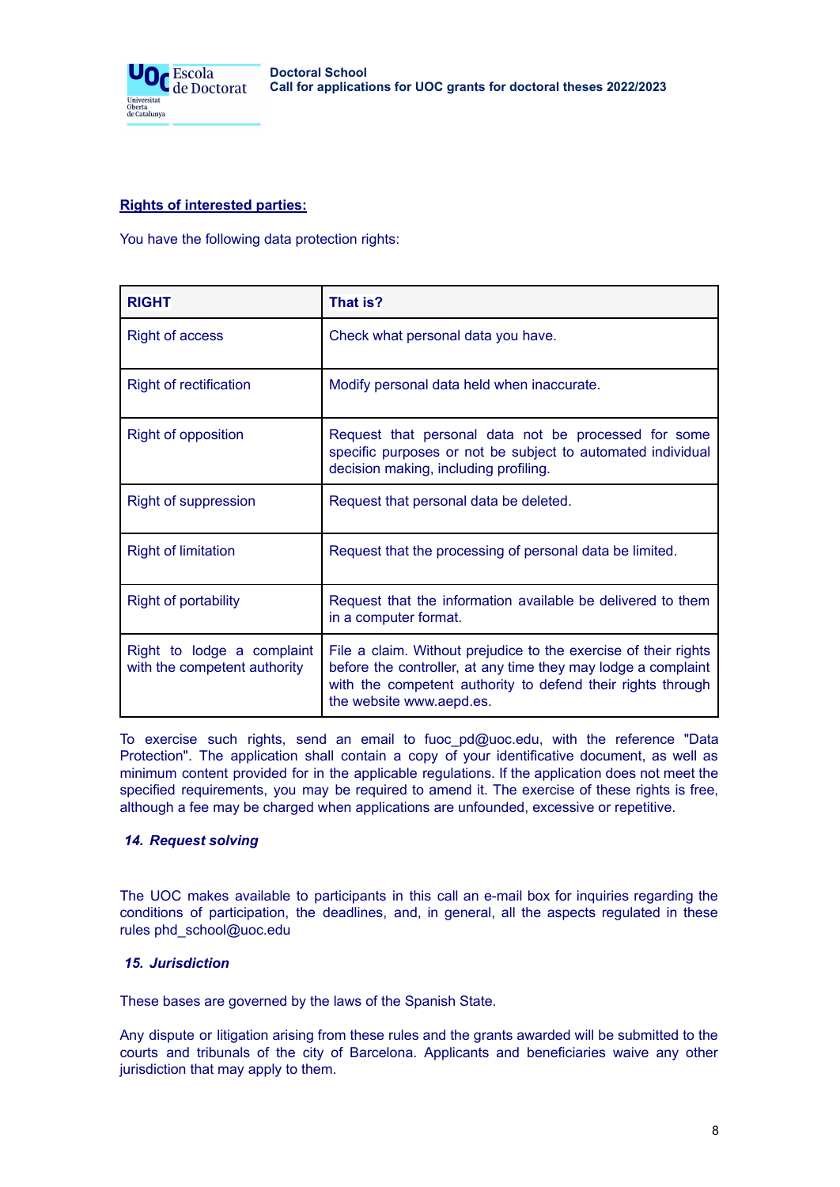**Rights of interested parties:**

You have the following data protection rights:

| RIGHT | That is? |
| --- | --- |
| Right of access | Check what personal data you have. |
| Right of rectification | Modify personal data held when inaccurate. |
| Right of opposition | Request that personal data not be processed for some specific purposes or not be subject to automated individual decision making, including profiling. |
| Right of suppression | Request that personal data be deleted. |
| Right of limitation | Request that the processing of personal data be limited. |
| Right of portability | Request that the information available be delivered to them in a computer format. |
| Right to lodge a complaint with the competent authority | File a claim. Without prejudice to the exercise of their rights before the controller, at any time they may lodge a complaint with the competent authority to defend their rights through the website www.aepd.es. |

To exercise such rights, send an email to fuoc_pd@uoc.edu, with the reference "Data Protection". The application shall contain a copy of your identificative document, as well as minimum content provided for in the applicable regulations. If the application does not meet the specified requirements, you may be required to amend it. The exercise of these rights is free, although a fee may be charged when applications are unfounded, excessive or repetitive.

### *14. Request solving*

The UOC makes available to participants in this call an e-mail box for inquiries regarding the conditions of participation, the deadlines, and, in general, all the aspects regulated in these rules phd_school@uoc.edu

### *15. Jurisdiction*

These bases are governed by the laws of the Spanish State.

Any dispute or litigation arising from these rules and the grants awarded will be submitted to the courts and tribunals of the city of Barcelona. Applicants and beneficiaries waive any other jurisdiction that may apply to them.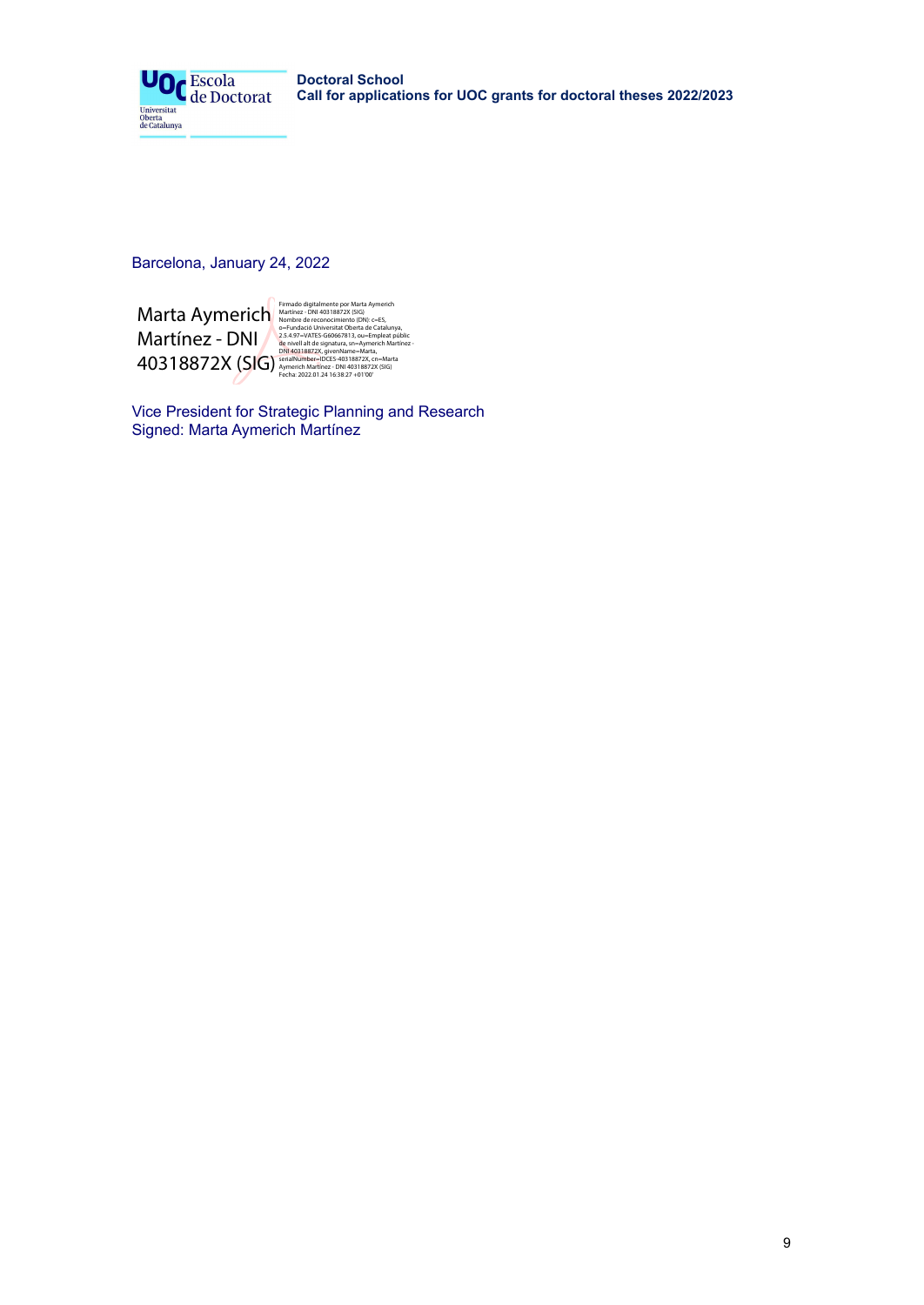Barcelona, January 24, 2022

Marta Aymerich Martínez - DNI 40318872X (SIG)

Firmado digitalmente por Marta Aymerich Martínez - DNI 40318872X (SIG)
Nombre de reconocimiento (DN): c=ES, o=Fundació Universitat Oberta de Catalunya, 2.5.4.97=VATES-G60667813, ou=Empleat públic de nivell alt de signatura, sn=Aymerich Martínez - DNI 40318872X, givenName=Marta, serialNumber=IDCES-40318872X, cn=Marta Aymerich Martínez - DNI 40318872X (SIG)
Fecha: 2022.01.24 16:38:27 +01'00'

Vice President for Strategic Planning and Research
Signed: Marta Aymerich Martínez